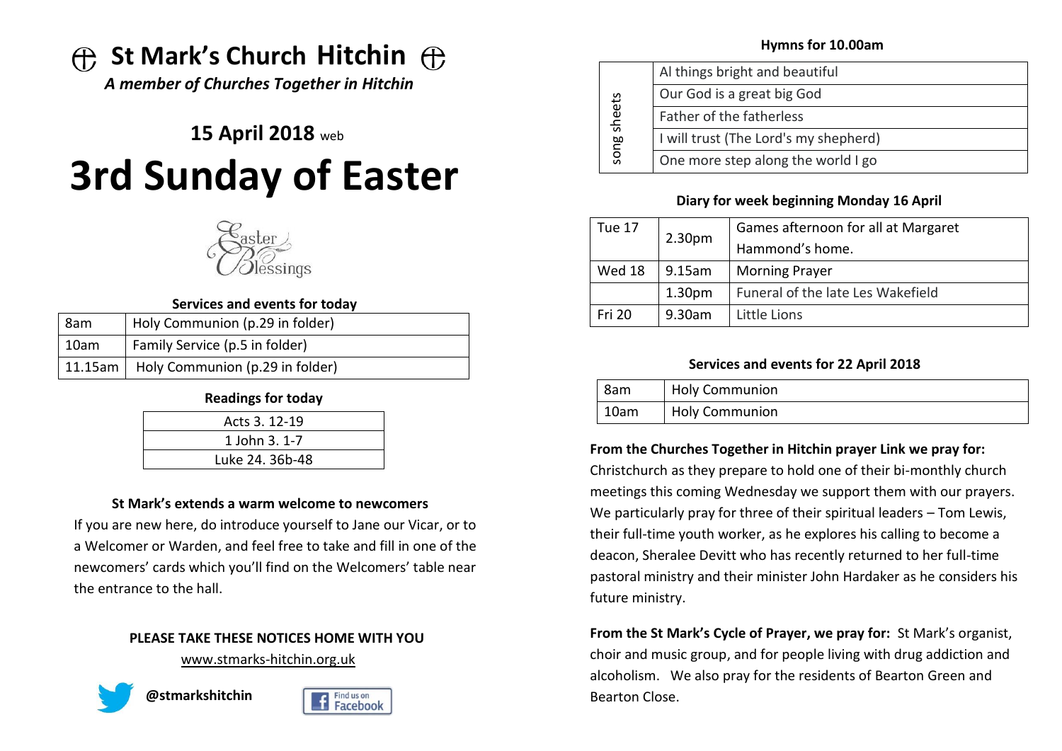# St Mark's Church Hitchin

*A member of Churches Together in Hitchin*

## 15 April 2018 web

# 3rd Sunday of Easter

Easter Blessings

**Services and events for today**

| | |
|---|---|
| 8am | Holy Communion (p.29 in folder) |
| 10am | Family Service (p.5 in folder) |
| 11.15am | Holy Communion (p.29 in folder) |

**Readings for today**

| |
|---|
| Acts 3. 12-19 |
| 1 John 3. 1-7 |
| Luke 24. 36b-48 |

**St Mark's extends a warm welcome to newcomers**

If you are new here, do introduce yourself to Jane our Vicar, or to a Welcomer or Warden, and feel free to take and fill in one of the newcomers' cards which you'll find on the Welcomers' table near the entrance to the hall.

**PLEASE TAKE THESE NOTICES HOME WITH YOU**

www.stmarks-hitchin.org.uk

**@stmarkshitchin**

Find us on Facebook

**Hymns for 10.00am**

| | |
|---|---|
| song sheets | Al things bright and beautiful |
| | Our God is a great big God |
| | Father of the fatherless |
| | I will trust (The Lord's my shepherd) |
| | One more step along the world I go |

**Diary for week beginning Monday 16 April**

| | | |
|---|---|---|
| Tue 17 | 2.30pm | Games afternoon for all at Margaret Hammond's home. |
| Wed 18 | 9.15am | Morning Prayer |
| | 1.30pm | Funeral of the late Les Wakefield |
| Fri 20 | 9.30am | Little Lions |

**Services and events for 22 April 2018**

| | |
|---|---|
| 8am | Holy Communion |
| 10am | Holy Communion |

**From the Churches Together in Hitchin prayer Link we pray for:** Christchurch as they prepare to hold one of their bi-monthly church meetings this coming Wednesday we support them with our prayers. We particularly pray for three of their spiritual leaders – Tom Lewis, their full-time youth worker, as he explores his calling to become a deacon, Sheralee Devitt who has recently returned to her full-time pastoral ministry and their minister John Hardaker as he considers his future ministry.

**From the St Mark's Cycle of Prayer, we pray for:** St Mark's organist, choir and music group, and for people living with drug addiction and alcoholism. We also pray for the residents of Bearton Green and Bearton Close.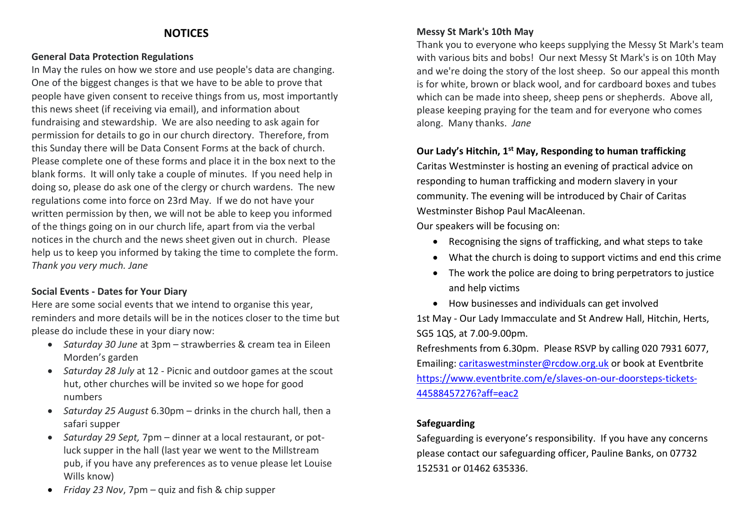# NOTICES

**General Data Protection Regulations**

In May the rules on how we store and use people's data are changing. One of the biggest changes is that we have to be able to prove that people have given consent to receive things from us, most importantly this news sheet (if receiving via email), and information about fundraising and stewardship. We are also needing to ask again for permission for details to go in our church directory. Therefore, from this Sunday there will be Data Consent Forms at the back of church. Please complete one of these forms and place it in the box next to the blank forms. It will only take a couple of minutes. If you need help in doing so, please do ask one of the clergy or church wardens. The new regulations come into force on 23rd May. If we do not have your written permission by then, we will not be able to keep you informed of the things going on in our church life, apart from via the verbal notices in the church and the news sheet given out in church. Please help us to keep you informed by taking the time to complete the form. *Thank you very much. Jane*

**Social Events - Dates for Your Diary**

Here are some social events that we intend to organise this year, reminders and more details will be in the notices closer to the time but please do include these in your diary now:

- *Saturday 30 June* at 3pm – strawberries & cream tea in Eileen Morden's garden
- *Saturday 28 July* at 12 - Picnic and outdoor games at the scout hut, other churches will be invited so we hope for good numbers
- *Saturday 25 August* 6.30pm – drinks in the church hall, then a safari supper
- *Saturday 29 Sept,* 7pm – dinner at a local restaurant, or pot-luck supper in the hall (last year we went to the Millstream pub, if you have any preferences as to venue please let Louise Wills know)
- *Friday 23 Nov*, 7pm – quiz and fish & chip supper

**Messy St Mark's 10th May**

Thank you to everyone who keeps supplying the Messy St Mark's team with various bits and bobs! Our next Messy St Mark's is on 10th May and we're doing the story of the lost sheep. So our appeal this month is for white, brown or black wool, and for cardboard boxes and tubes which can be made into sheep, sheep pens or shepherds. Above all, please keeping praying for the team and for everyone who comes along. Many thanks. *Jane*

**Our Lady's Hitchin, 1st May, Responding to human trafficking**

Caritas Westminster is hosting an evening of practical advice on responding to human trafficking and modern slavery in your community. The evening will be introduced by Chair of Caritas Westminster Bishop Paul MacAleenan.

Our speakers will be focusing on:

- Recognising the signs of trafficking, and what steps to take
- What the church is doing to support victims and end this crime
- The work the police are doing to bring perpetrators to justice and help victims
- How businesses and individuals can get involved

1st May - Our Lady Immaculate and St Andrew Hall, Hitchin, Herts, SG5 1QS, at 7.00-9.00pm.

Refreshments from 6.30pm. Please RSVP by calling 020 7931 6077, Emailing: caritaswestminster@rcdow.org.uk or book at Eventbrite https://www.eventbrite.com/e/slaves-on-our-doorsteps-tickets-44588457276?aff=eac2

**Safeguarding**

Safeguarding is everyone's responsibility. If you have any concerns please contact our safeguarding officer, Pauline Banks, on 07732 152531 or 01462 635336.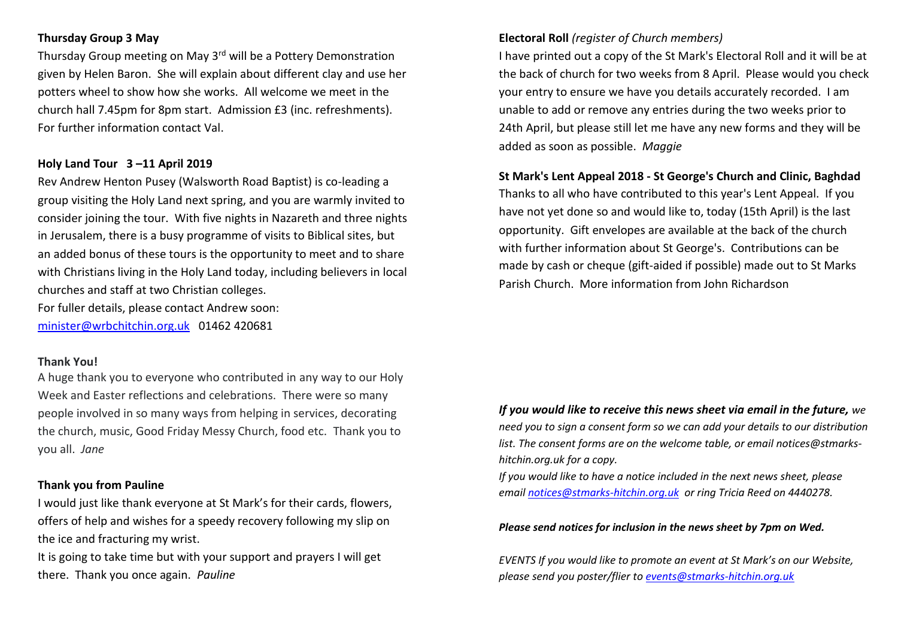**Thursday Group 3 May**

Thursday Group meeting on May 3rd will be a Pottery Demonstration given by Helen Baron. She will explain about different clay and use her potters wheel to show how she works. All welcome we meet in the church hall 7.45pm for 8pm start. Admission £3 (inc. refreshments). For further information contact Val.

**Holy Land Tour 3 –11 April 2019**

Rev Andrew Henton Pusey (Walsworth Road Baptist) is co-leading a group visiting the Holy Land next spring, and you are warmly invited to consider joining the tour. With five nights in Nazareth and three nights in Jerusalem, there is a busy programme of visits to Biblical sites, but an added bonus of these tours is the opportunity to meet and to share with Christians living in the Holy Land today, including believers in local churches and staff at two Christian colleges.
For fuller details, please contact Andrew soon:
minister@wrbchitchin.org.uk 01462 420681

**Thank You!**

A huge thank you to everyone who contributed in any way to our Holy Week and Easter reflections and celebrations. There were so many people involved in so many ways from helping in services, decorating the church, music, Good Friday Messy Church, food etc. Thank you to you all. *Jane*

**Thank you from Pauline**

I would just like thank everyone at St Mark's for their cards, flowers, offers of help and wishes for a speedy recovery following my slip on the ice and fracturing my wrist.
It is going to take time but with your support and prayers I will get there. Thank you once again. *Pauline*

**Electoral Roll** *(register of Church members)*

I have printed out a copy of the St Mark's Electoral Roll and it will be at the back of church for two weeks from 8 April. Please would you check your entry to ensure we have you details accurately recorded. I am unable to add or remove any entries during the two weeks prior to 24th April, but please still let me have any new forms and they will be added as soon as possible. *Maggie*

**St Mark's Lent Appeal 2018 - St George's Church and Clinic, Baghdad**

Thanks to all who have contributed to this year's Lent Appeal. If you have not yet done so and would like to, today (15th April) is the last opportunity. Gift envelopes are available at the back of the church with further information about St George's. Contributions can be made by cash or cheque (gift-aided if possible) made out to St Marks Parish Church. More information from John Richardson

***If you would like to receive this news sheet via email in the future,*** *we need you to sign a consent form so we can add your details to our distribution list. The consent forms are on the welcome table, or email notices@stmarks-hitchin.org.uk for a copy.*
*If you would like to have a notice included in the next news sheet, please email notices@stmarks-hitchin.org.uk or ring Tricia Reed on 4440278.*

***Please send notices for inclusion in the news sheet by 7pm on Wed.***

*EVENTS If you would like to promote an event at St Mark's on our Website, please send you poster/flier to events@stmarks-hitchin.org.uk*